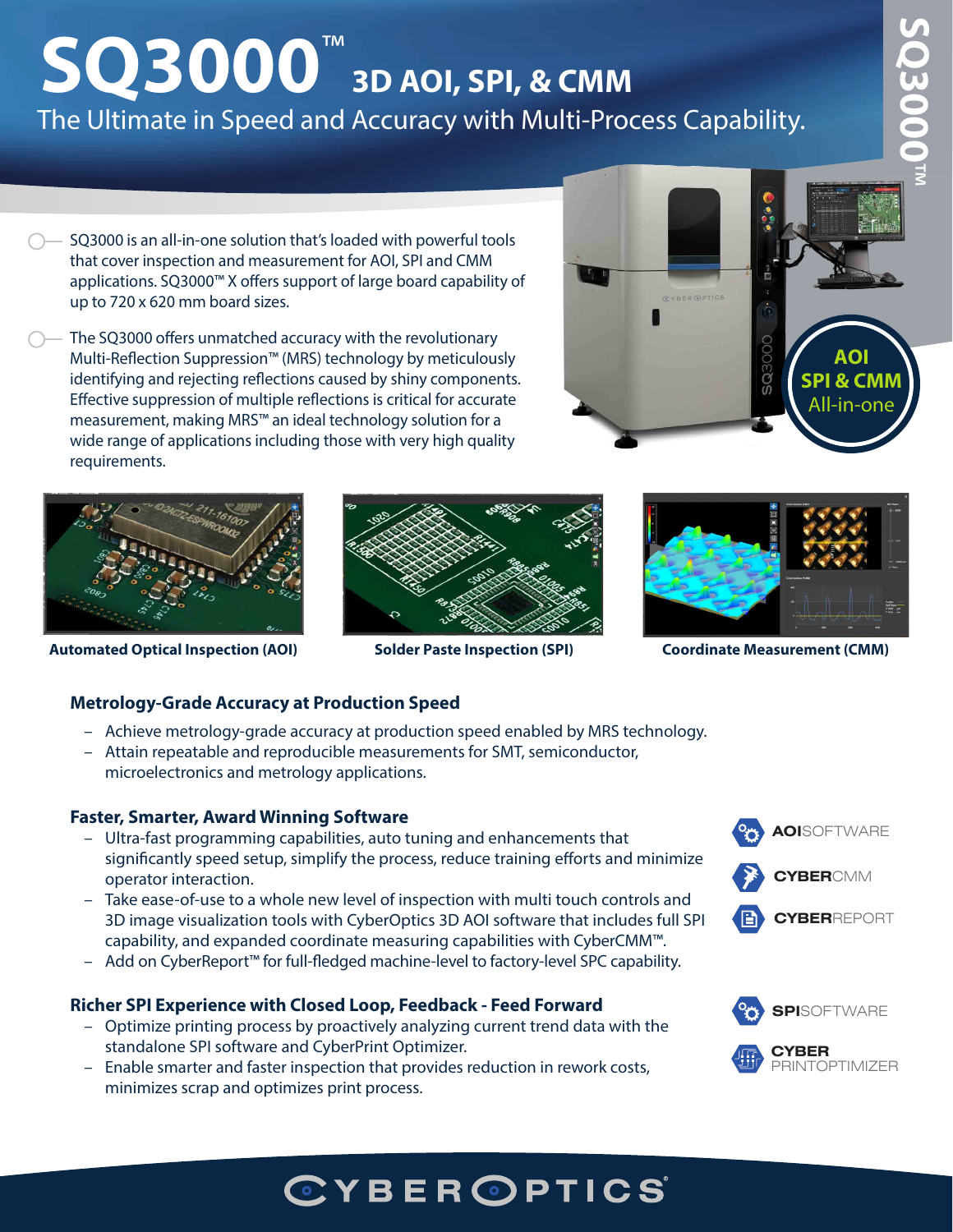# SQ3000™ 3D AOI, SPI, & CMM

The Ultimate in Speed and Accuracy with Multi-Process Capability.

- SQ3000 is an all-in-one solution that's loaded with powerful tools that cover inspection and measurement for AOI, SPI and CMM applications. SQ3000™ X offers support of large board capability of up to 720 x 620 mm board sizes.
- The SQ3000 offers unmatched accuracy with the revolutionary Multi-Reflection Suppression™ (MRS) technology by meticulously identifying and rejecting reflections caused by shiny components. Effective suppression of multiple reflections is critical for accurate measurement, making MRS™ an ideal technology solution for a wide range of applications including those with very high quality requirements.

**AOI SPI & CMM All-in-one**

**Automated Optical Inspection (AOI)** | **Solder Paste Inspection (SPI)** | **Coordinate Measurement (CMM)**

## Metrology-Grade Accuracy at Production Speed

- Achieve metrology-grade accuracy at production speed enabled by MRS technology.
- Attain repeatable and reproducible measurements for SMT, semiconductor, microelectronics and metrology applications.

## Faster, Smarter, Award Winning Software

- Ultra-fast programming capabilities, auto tuning and enhancements that significantly speed setup, simplify the process, reduce training efforts and minimize operator interaction.
- Take ease-of-use to a whole new level of inspection with multi touch controls and 3D image visualization tools with CyberOptics 3D AOI software that includes full SPI capability, and expanded coordinate measuring capabilities with CyberCMM™.
- Add on CyberReport™ for full-fledged machine-level to factory-level SPC capability.

**AOI**SOFTWARE
**CYBER**CMM
**CYBER**REPORT

## Richer SPI Experience with Closed Loop, Feedback - Feed Forward

- Optimize printing process by proactively analyzing current trend data with the standalone SPI software and CyberPrint Optimizer.
- Enable smarter and faster inspection that provides reduction in rework costs, minimizes scrap and optimizes print process.

**SPI**SOFTWARE
**CYBER** PRINTOPTIMIZER

CYBEROPTICS®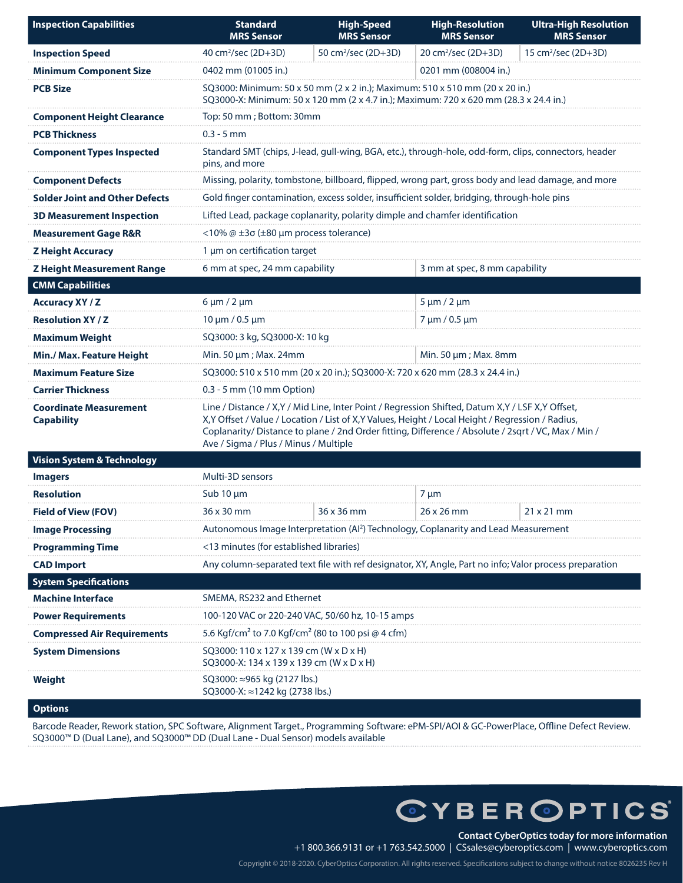| Inspection Capabilities | Standard MRS Sensor | High-Speed MRS Sensor | High-Resolution MRS Sensor | Ultra-High Resolution MRS Sensor |
|---|---|---|---|---|
| **Inspection Speed** | 40 cm²/sec (2D+3D) | 50 cm²/sec (2D+3D) | 20 cm²/sec (2D+3D) | 15 cm²/sec (2D+3D) |
| **Minimum Component Size** | 0402 mm (01005 in.) | | 0201 mm (008004 in.) | |
| **PCB Size** | SQ3000: Minimum: 50 x 50 mm (2 x 2 in.); Maximum: 510 x 510 mm (20 x 20 in.) SQ3000-X: Minimum: 50 x 120 mm (2 x 4.7 in.); Maximum: 720 x 620 mm (28.3 x 24.4 in.) | | | |
| **Component Height Clearance** | Top: 50 mm ; Bottom: 30mm | | | |
| **PCB Thickness** | 0.3 - 5 mm | | | |
| **Component Types Inspected** | Standard SMT (chips, J-lead, gull-wing, BGA, etc.), through-hole, odd-form, clips, connectors, header pins, and more | | | |
| **Component Defects** | Missing, polarity, tombstone, billboard, flipped, wrong part, gross body and lead damage, and more | | | |
| **Solder Joint and Other Defects** | Gold finger contamination, excess solder, insufficient solder, bridging, through-hole pins | | | |
| **3D Measurement Inspection** | Lifted Lead, package coplanarity, polarity dimple and chamfer identification | | | |
| **Measurement Gage R&R** | <10% @ ±3σ (±80 µm process tolerance) | | | |
| **Z Height Accuracy** | 1 µm on certification target | | | |
| **Z Height Measurement Range** | 6 mm at spec, 24 mm capability | | 3 mm at spec, 8 mm capability | |
| **CMM Capabilities** | | | | |
| **Accuracy XY / Z** | 6 µm / 2 µm | | 5 µm / 2 µm | |
| **Resolution XY / Z** | 10 µm / 0.5 µm | | 7 µm / 0.5 µm | |
| **Maximum Weight** | SQ3000: 3 kg, SQ3000-X: 10 kg | | | |
| **Min./ Max. Feature Height** | Min. 50 µm ; Max. 24mm | | Min. 50 µm ; Max. 8mm | |
| **Maximum Feature Size** | SQ3000: 510 x 510 mm (20 x 20 in.); SQ3000-X: 720 x 620 mm (28.3 x 24.4 in.) | | | |
| **Carrier Thickness** | 0.3 - 5 mm (10 mm Option) | | | |
| **Coordinate Measurement Capability** | Line / Distance / X,Y / Mid Line, Inter Point / Regression Shifted, Datum X,Y / LSF X,Y Offset, X,Y Offset / Value / Location / List of X,Y Values, Height / Local Height / Regression / Radius, Coplanarity/ Distance to plane / 2nd Order fitting, Difference / Absolute / 2sqrt / VC, Max / Min / Ave / Sigma / Plus / Minus / Multiple | | | |
| **Vision System & Technology** | | | | |
| **Imagers** | Multi-3D sensors | | | |
| **Resolution** | Sub 10 µm | | 7 µm | |
| **Field of View (FOV)** | 36 x 30 mm | 36 x 36 mm | 26 x 26 mm | 21 x 21 mm |
| **Image Processing** | Autonomous Image Interpretation (AI²) Technology, Coplanarity and Lead Measurement | | | |
| **Programming Time** | <13 minutes (for established libraries) | | | |
| **CAD Import** | Any column-separated text file with ref designator, XY, Angle, Part no info; Valor process preparation | | | |
| **System Specifications** | | | | |
| **Machine Interface** | SMEMA, RS232 and Ethernet | | | |
| **Power Requirements** | 100-120 VAC or 220-240 VAC, 50/60 hz, 10-15 amps | | | |
| **Compressed Air Requirements** | 5.6 Kgf/cm² to 7.0 Kgf/cm² (80 to 100 psi @ 4 cfm) | | | |
| **System Dimensions** | SQ3000: 110 x 127 x 139 cm (W x D x H) SQ3000-X: 134 x 139 x 139 cm (W x D x H) | | | |
| **Weight** | SQ3000: ≈965 kg (2127 lbs.) SQ3000-X: ≈1242 kg (2738 lbs.) | | | |

## Options

Barcode Reader, Rework station, SPC Software, Alignment Target., Programming Software: ePM-SPI/AOI & GC-PowerPlace, Offline Defect Review. SQ3000™ D (Dual Lane), and SQ3000™ DD (Dual Lane - Dual Sensor) models available

CYBEROPTICS®

**Contact CyberOptics today for more information**

+1 800.366.9131 or +1 763.542.5000 | CSsales@cyberoptics.com | www.cyberoptics.com

Copyright © 2018-2020. CyberOptics Corporation. All rights reserved. Specifications subject to change without notice 8026235 Rev H